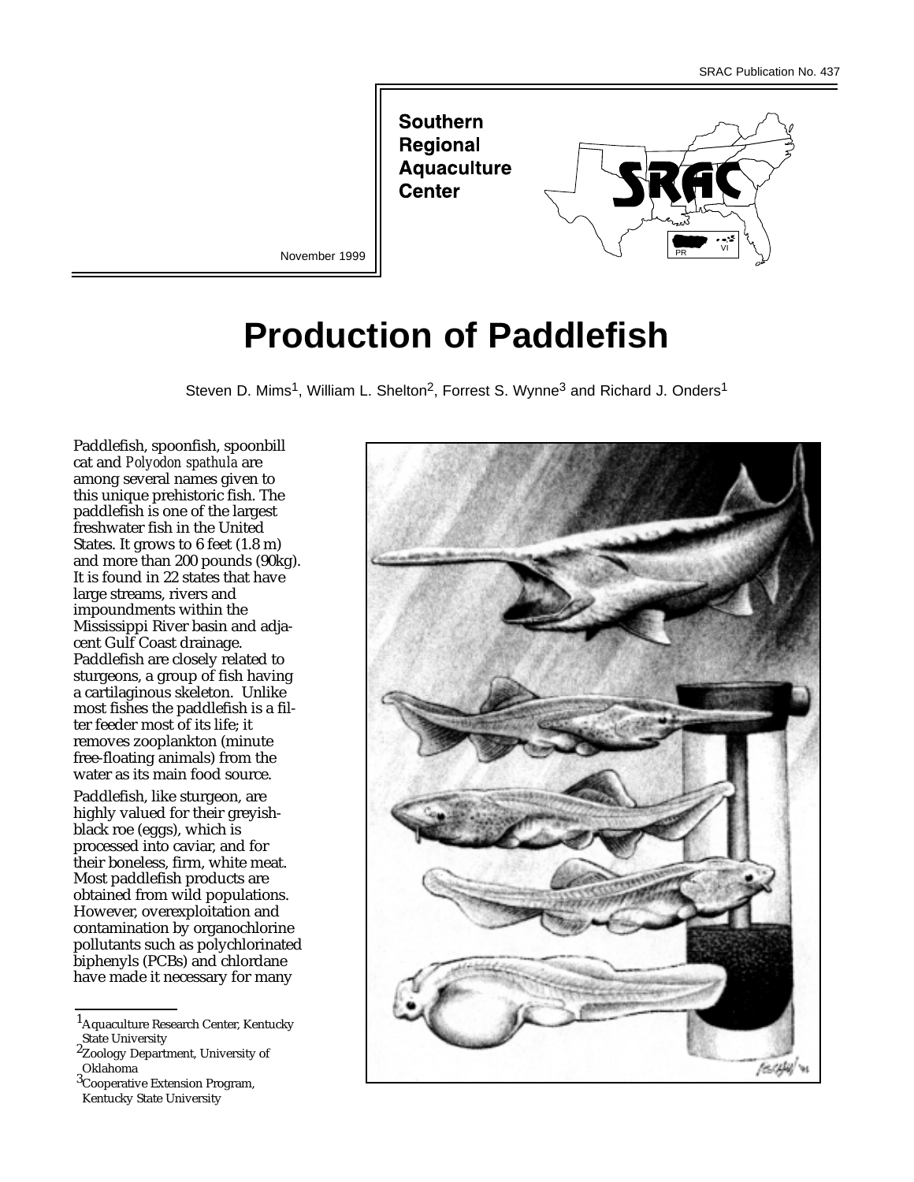SRAC Publication No. 437

Southern Regional Aquaculture Center

November 1999

# Production of Paddlefish

Steven D. Mims[1], William L. Shelton[2], Forrest S. Wynne[3] and Richard J. Onders[1]

Paddlefish, spoonfish, spoonbill cat and *Polyodon spathula* are among several names given to this unique prehistoric fish. The paddlefish is one of the largest freshwater fish in the United States. It grows to 6 feet (1.8 m) and more than 200 pounds (90kg). It is found in 22 states that have large streams, rivers and impoundments within the Mississippi River basin and adjacent Gulf Coast drainage. Paddlefish are closely related to sturgeons, a group of fish having a cartilaginous skeleton. Unlike most fishes the paddlefish is a filter feeder most of its life; it removes zooplankton (minute free-floating animals) from the water as its main food source.

Paddlefish, like sturgeon, are highly valued for their greyish-black roe (eggs), which is processed into caviar, and for their boneless, firm, white meat. Most paddlefish products are obtained from wild populations. However, overexploitation and contamination by organochlorine pollutants such as polychlorinated biphenyls (PCBs) and chlordane have made it necessary for many

[1]Aquaculture Research Center, Kentucky State University
[2]Zoology Department, University of Oklahoma
[3]Cooperative Extension Program, Kentucky State University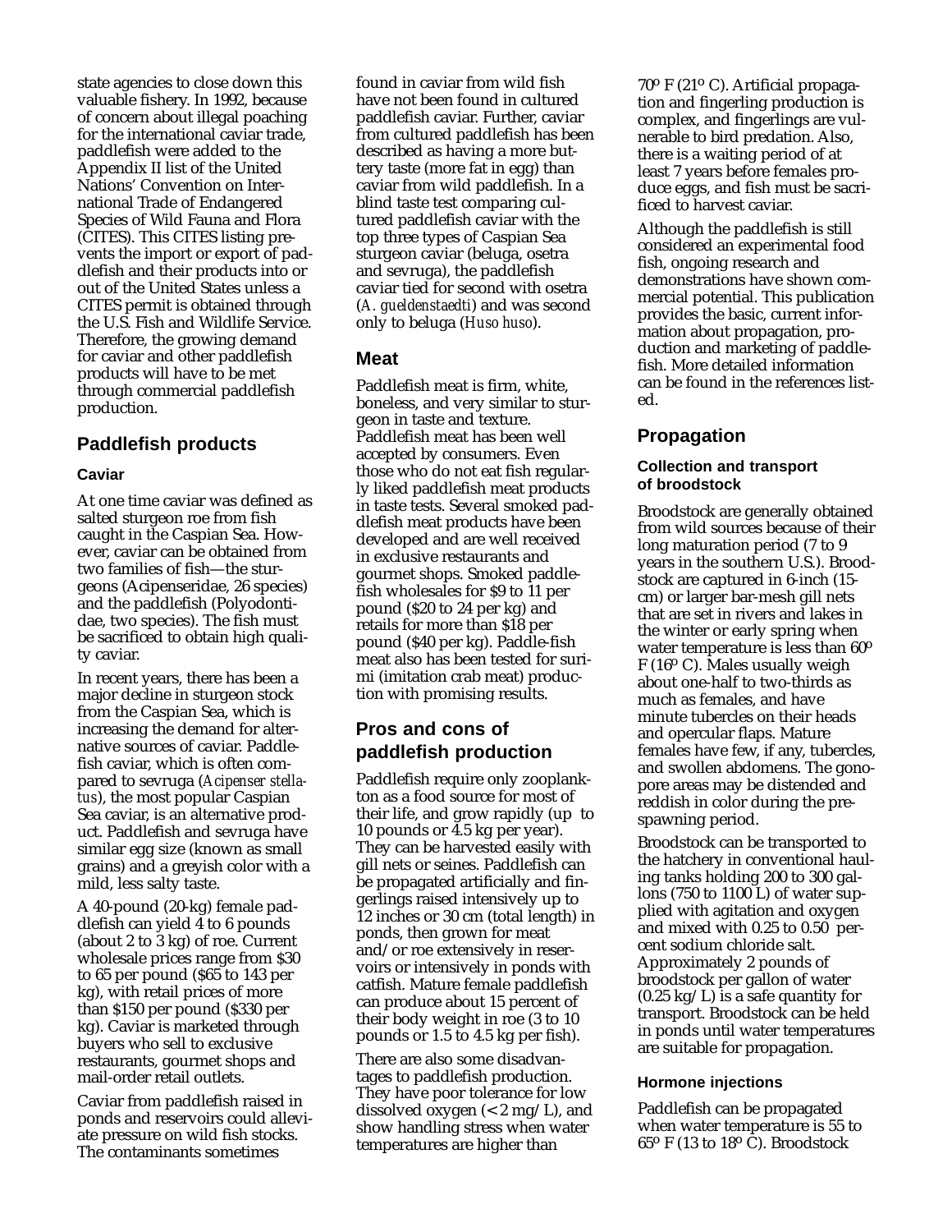state agencies to close down this valuable fishery. In 1992, because of concern about illegal poaching for the international caviar trade, paddlefish were added to the Appendix II list of the United Nations' Convention on International Trade of Endangered Species of Wild Fauna and Flora (CITES). This CITES listing prevents the import or export of paddlefish and their products into or out of the United States unless a CITES permit is obtained through the U.S. Fish and Wildlife Service. Therefore, the growing demand for caviar and other paddlefish products will have to be met through commercial paddlefish production.

## Paddlefish products

### Caviar

At one time caviar was defined as salted sturgeon roe from fish caught in the Caspian Sea. However, caviar can be obtained from two families of fish—the sturgeons (Acipenseridae, 26 species) and the paddlefish (Polyodontidae, two species). The fish must be sacrificed to obtain high quality caviar.

In recent years, there has been a major decline in sturgeon stock from the Caspian Sea, which is increasing the demand for alternative sources of caviar. Paddlefish caviar, which is often compared to sevruga (*Acipenser stellatus*), the most popular Caspian Sea caviar, is an alternative product. Paddlefish and sevruga have similar egg size (known as small grains) and a greyish color with a mild, less salty taste.

A 40-pound (20-kg) female paddlefish can yield 4 to 6 pounds (about 2 to 3 kg) of roe. Current wholesale prices range from $30 to 65 per pound ($65 to 143 per kg), with retail prices of more than $150 per pound ($330 per kg). Caviar is marketed through buyers who sell to exclusive restaurants, gourmet shops and mail-order retail outlets.

Caviar from paddlefish raised in ponds and reservoirs could alleviate pressure on wild fish stocks. The contaminants sometimes found in caviar from wild fish have not been found in cultured paddlefish caviar. Further, caviar from cultured paddlefish has been described as having a more buttery taste (more fat in egg) than caviar from wild paddlefish. In a blind taste test comparing cultured paddlefish caviar with the top three types of Caspian Sea sturgeon caviar (beluga, osetra and sevruga), the paddlefish caviar tied for second with osetra (*A. gueldenstaedti*) and was second only to beluga (*Huso huso*).

### Meat

Paddlefish meat is firm, white, boneless, and very similar to sturgeon in taste and texture. Paddlefish meat has been well accepted by consumers. Even those who do not eat fish regularly liked paddlefish meat products in taste tests. Several smoked paddlefish meat products have been developed and are well received in exclusive restaurants and gourmet shops. Smoked paddlefish wholesales for $9 to 11 per pound ($20 to 24 per kg) and retails for more than $18 per pound ($40 per kg). Paddle-fish meat also has been tested for surimi (imitation crab meat) production with promising results.

## Pros and cons of paddlefish production

Paddlefish require only zooplankton as a food source for most of their life, and grow rapidly (up to 10 pounds or 4.5 kg per year). They can be harvested easily with gill nets or seines. Paddlefish can be propagated artificially and fingerlings raised intensively up to 12 inches or 30 cm (total length) in ponds, then grown for meat and/or roe extensively in reservoirs or intensively in ponds with catfish. Mature female paddlefish can produce about 15 percent of their body weight in roe (3 to 10 pounds or 1.5 to 4.5 kg per fish).

There are also some disadvantages to paddlefish production. They have poor tolerance for low dissolved oxygen (< 2 mg/L), and show handling stress when water temperatures are higher than 70º F (21º C). Artificial propagation and fingerling production is complex, and fingerlings are vulnerable to bird predation. Also, there is a waiting period of at least 7 years before females produce eggs, and fish must be sacrificed to harvest caviar.

Although the paddlefish is still considered an experimental food fish, ongoing research and demonstrations have shown commercial potential. This publication provides the basic, current information about propagation, production and marketing of paddlefish. More detailed information can be found in the references listed.

## Propagation

### Collection and transport of broodstock

Broodstock are generally obtained from wild sources because of their long maturation period (7 to 9 years in the southern U.S.). Broodstock are captured in 6-inch (15-cm) or larger bar-mesh gill nets that are set in rivers and lakes in the winter or early spring when water temperature is less than 60º F (16º C). Males usually weigh about one-half to two-thirds as much as females, and have minute tubercles on their heads and opercular flaps. Mature females have few, if any, tubercles, and swollen abdomens. The gonopore areas may be distended and reddish in color during the prespawning period.

Broodstock can be transported to the hatchery in conventional hauling tanks holding 200 to 300 gallons (750 to 1100 L) of water supplied with agitation and oxygen and mixed with 0.25 to 0.50 percent sodium chloride salt. Approximately 2 pounds of broodstock per gallon of water (0.25 kg/L) is a safe quantity for transport. Broodstock can be held in ponds until water temperatures are suitable for propagation.

### Hormone injections

Paddlefish can be propagated when water temperature is 55 to 65º F (13 to 18º C). Broodstock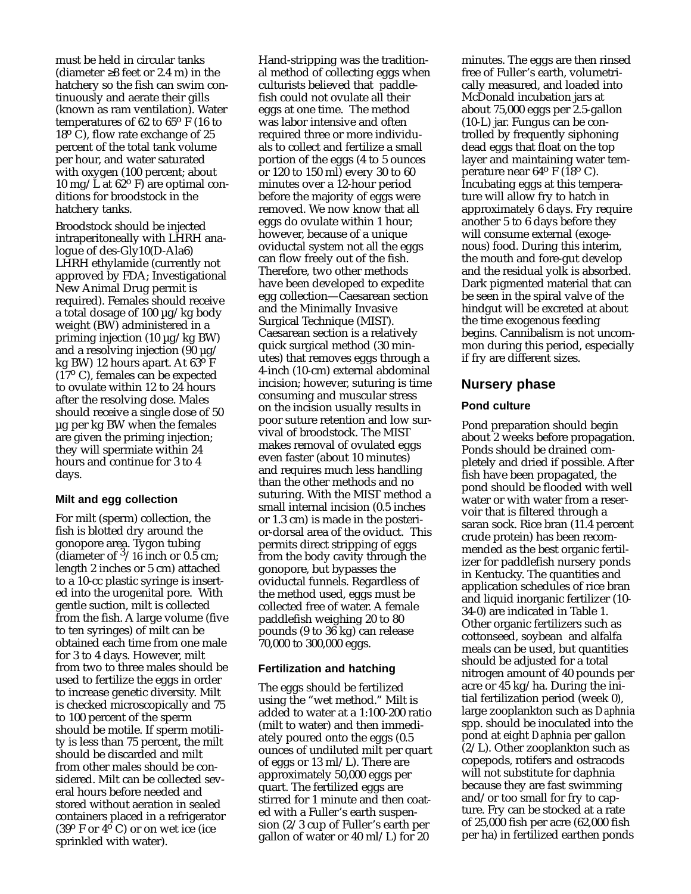must be held in circular tanks (diameter ≥8 feet or 2.4 m) in the hatchery so the fish can swim continuously and aerate their gills (known as ram ventilation). Water temperatures of 62 to 65º F (16 to 18º C), flow rate exchange of 25 percent of the total tank volume per hour, and water saturated with oxygen (100 percent; about 10 mg/L at 62º F) are optimal conditions for broodstock in the hatchery tanks.

Broodstock should be injected intraperitoneally with LHRH analogue of des-Gly10(D-Ala6) LHRH ethylamide (currently not approved by FDA; Investigational New Animal Drug permit is required). Females should receive a total dosage of 100 µg/kg body weight (BW) administered in a priming injection (10 µg/kg BW) and a resolving injection (90 µg/kg BW) 12 hours apart. At 63º F (17º C), females can be expected to ovulate within 12 to 24 hours after the resolving dose. Males should receive a single dose of 50 µg per kg BW when the females are given the priming injection; they will spermiate within 24 hours and continue for 3 to 4 days.

### Milt and egg collection

For milt (sperm) collection, the fish is blotted dry around the gonopore area. Tygon tubing (diameter of 3/16 inch or 0.5 cm; length 2 inches or 5 cm) attached to a 10-cc plastic syringe is inserted into the urogenital pore. With gentle suction, milt is collected from the fish. A large volume (five to ten syringes) of milt can be obtained each time from one male for 3 to 4 days. However, milt from two to three males should be used to fertilize the eggs in order to increase genetic diversity. Milt is checked microscopically and 75 to 100 percent of the sperm should be motile. If sperm motility is less than 75 percent, the milt should be discarded and milt from other males should be considered. Milt can be collected several hours before needed and stored without aeration in sealed containers placed in a refrigerator (39º F or 4º C) or on wet ice (ice sprinkled with water).

Hand-stripping was the traditional method of collecting eggs when culturists believed that paddlefish could not ovulate all their eggs at one time. The method was labor intensive and often required three or more individuals to collect and fertilize a small portion of the eggs (4 to 5 ounces or 120 to 150 ml) every 30 to 60 minutes over a 12-hour period before the majority of eggs were removed. We now know that all eggs do ovulate within 1 hour; however, because of a unique oviductal system not all the eggs can flow freely out of the fish. Therefore, two other methods have been developed to expedite egg collection—Caesarean section and the Minimally Invasive Surgical Technique (MIST). Caesarean section is a relatively quick surgical method (30 minutes) that removes eggs through a 4-inch (10-cm) external abdominal incision; however, suturing is time consuming and muscular stress on the incision usually results in poor suture retention and low survival of broodstock. The MIST makes removal of ovulated eggs even faster (about 10 minutes) and requires much less handling than the other methods and no suturing. With the MIST method a small internal incision (0.5 inches or 1.3 cm) is made in the posterior-dorsal area of the oviduct. This permits direct stripping of eggs from the body cavity through the gonopore, but bypasses the oviductal funnels. Regardless of the method used, eggs must be collected free of water. A female paddlefish weighing 20 to 80 pounds (9 to 36 kg) can release 70,000 to 300,000 eggs.

### Fertilization and hatching

The eggs should be fertilized using the "wet method." Milt is added to water at a 1:100-200 ratio (milt to water) and then immediately poured onto the eggs (0.5 ounces of undiluted milt per quart of eggs or 13 ml/L). There are approximately 50,000 eggs per quart. The fertilized eggs are stirred for 1 minute and then coated with a Fuller's earth suspension (2/3 cup of Fuller's earth per gallon of water or 40 ml/L) for 20 minutes. The eggs are then rinsed free of Fuller's earth, volumetrically measured, and loaded into McDonald incubation jars at about 75,000 eggs per 2.5-gallon (10-L) jar. Fungus can be controlled by frequently siphoning dead eggs that float on the top layer and maintaining water temperature near 64º F (18º C). Incubating eggs at this temperature will allow fry to hatch in approximately 6 days. Fry require another 5 to 6 days before they will consume external (exogenous) food. During this interim, the mouth and fore-gut develop and the residual yolk is absorbed. Dark pigmented material that can be seen in the spiral valve of the hindgut will be excreted at about the time exogenous feeding begins. Cannibalism is not uncommon during this period, especially if fry are different sizes.

## Nursery phase

### Pond culture

Pond preparation should begin about 2 weeks before propagation. Ponds should be drained completely and dried if possible. After fish have been propagated, the pond should be flooded with well water or with water from a reservoir that is filtered through a saran sock. Rice bran (11.4 percent crude protein) has been recommended as the best organic fertilizer for paddlefish nursery ponds in Kentucky. The quantities and application schedules of rice bran and liquid inorganic fertilizer (10-34-0) are indicated in Table 1. Other organic fertilizers such as cottonseed, soybean and alfalfa meals can be used, but quantities should be adjusted for a total nitrogen amount of 40 pounds per acre or 45 kg/ha. During the initial fertilization period (week 0), large zooplankton such as *Daphnia* spp. should be inoculated into the pond at eight *Daphnia* per gallon (2/L). Other zooplankton such as copepods, rotifers and ostracods will not substitute for daphnia because they are fast swimming and/or too small for fry to capture. Fry can be stocked at a rate of 25,000 fish per acre (62,000 fish per ha) in fertilized earthen ponds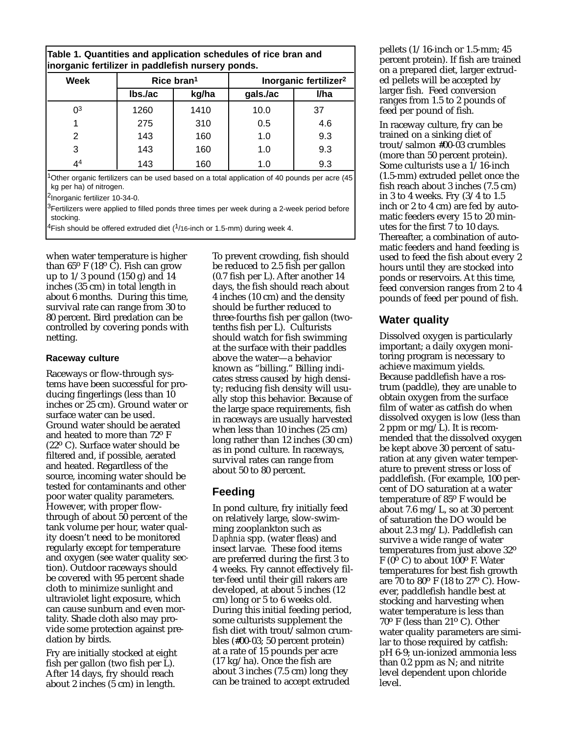**Table 1. Quantities and application schedules of rice bran and inorganic fertilizer in paddlefish nursery ponds.**

| Week | Rice bran[1] | | Inorganic fertilizer[2] | |
|---|---|---|---|---|
| | lbs./ac | kg/ha | gals./ac | l/ha |
| 0[3] | 1260 | 1410 | 10.0 | 37 |
| 1 | 275 | 310 | 0.5 | 4.6 |
| 2 | 143 | 160 | 1.0 | 9.3 |
| 3 | 143 | 160 | 1.0 | 9.3 |
| 4[4] | 143 | 160 | 1.0 | 9.3 |

[1]Other organic fertilizers can be used based on a total application of 40 pounds per acre (45 kg per ha) of nitrogen.

[2]Inorganic fertilizer 10-34-0.

[3]Fertilizers were applied to filled ponds three times per week during a 2-week period before stocking.

[4]Fish should be offered extruded diet (1/16-inch or 1.5-mm) during week 4.

when water temperature is higher than 65º F (18º C). Fish can grow up to 1/3 pound (150 g) and 14 inches (35 cm) in total length in about 6 months. During this time, survival rate can range from 30 to 80 percent. Bird predation can be controlled by covering ponds with netting.

### Raceway culture

Raceways or flow-through systems have been successful for producing fingerlings (less than 10 inches or 25 cm). Ground water or surface water can be used. Ground water should be aerated and heated to more than 72º F (22º C). Surface water should be filtered and, if possible, aerated and heated. Regardless of the source, incoming water should be tested for contaminants and other poor water quality parameters. However, with proper flow-through of about 50 percent of the tank volume per hour, water quality doesn't need to be monitored regularly except for temperature and oxygen (see water quality section). Outdoor raceways should be covered with 95 percent shade cloth to minimize sunlight and ultraviolet light exposure, which can cause sunburn and even mortality. Shade cloth also may provide some protection against predation by birds.

Fry are initially stocked at eight fish per gallon (two fish per L). After 14 days, fry should reach about 2 inches (5 cm) in length. To prevent crowding, fish should be reduced to 2.5 fish per gallon (0.7 fish per L). After another 14 days, the fish should reach about 4 inches (10 cm) and the density should be further reduced to three-fourths fish per gallon (two-tenths fish per L). Culturists should watch for fish swimming at the surface with their paddles above the water—a behavior known as "billing." Billing indicates stress caused by high density; reducing fish density will usually stop this behavior. Because of the large space requirements, fish in raceways are usually harvested when less than 10 inches (25 cm) long rather than 12 inches (30 cm) as in pond culture. In raceways, survival rates can range from about 50 to 80 percent.

## Feeding

In pond culture, fry initially feed on relatively large, slow-swimming zooplankton such as *Daphnia* spp. (water fleas) and insect larvae. These food items are preferred during the first 3 to 4 weeks. Fry cannot effectively filter-feed until their gill rakers are developed, at about 5 inches (12 cm) long or 5 to 6 weeks old. During this initial feeding period, some culturists supplement the fish diet with trout/salmon crumbles (#00-03; 50 percent protein) at a rate of 15 pounds per acre (17 kg/ha). Once the fish are about 3 inches (7.5 cm) long they can be trained to accept extruded pellets (1/16-inch or 1.5-mm; 45 percent protein). If fish are trained on a prepared diet, larger extruded pellets will be accepted by larger fish. Feed conversion ranges from 1.5 to 2 pounds of feed per pound of fish.

In raceway culture, fry can be trained on a sinking diet of trout/salmon #00-03 crumbles (more than 50 percent protein). Some culturists use a 1/16-inch (1.5-mm) extruded pellet once the fish reach about 3 inches (7.5 cm) in 3 to 4 weeks. Fry (3/4 to 1.5 inch or 2 to 4 cm) are fed by automatic feeders every 15 to 20 minutes for the first 7 to 10 days. Thereafter, a combination of automatic feeders and hand feeding is used to feed the fish about every 2 hours until they are stocked into ponds or reservoirs. At this time, feed conversion ranges from 2 to 4 pounds of feed per pound of fish.

## Water quality

Dissolved oxygen is particularly important; a daily oxygen monitoring program is necessary to achieve maximum yields. Because paddlefish have a rostrum (paddle), they are unable to obtain oxygen from the surface film of water as catfish do when dissolved oxygen is low (less than 2 ppm or mg/L). It is recommended that the dissolved oxygen be kept above 30 percent of saturation at any given water temperature to prevent stress or loss of paddlefish. (For example, 100 percent of DO saturation at a water temperature of 85º F would be about 7.6 mg/L, so at 30 percent of saturation the DO would be about 2.3 mg/L). Paddlefish can survive a wide range of water temperatures from just above 32º F (0º C) to about 100º F. Water temperatures for best fish growth are 70 to 80º F (18 to 27º C). However, paddlefish handle best at stocking and harvesting when water temperature is less than 70º F (less than 21º C). Other water quality parameters are similar to those required by catfish: pH 6-9; un-ionized ammonia less than 0.2 ppm as N; and nitrite level dependent upon chloride level.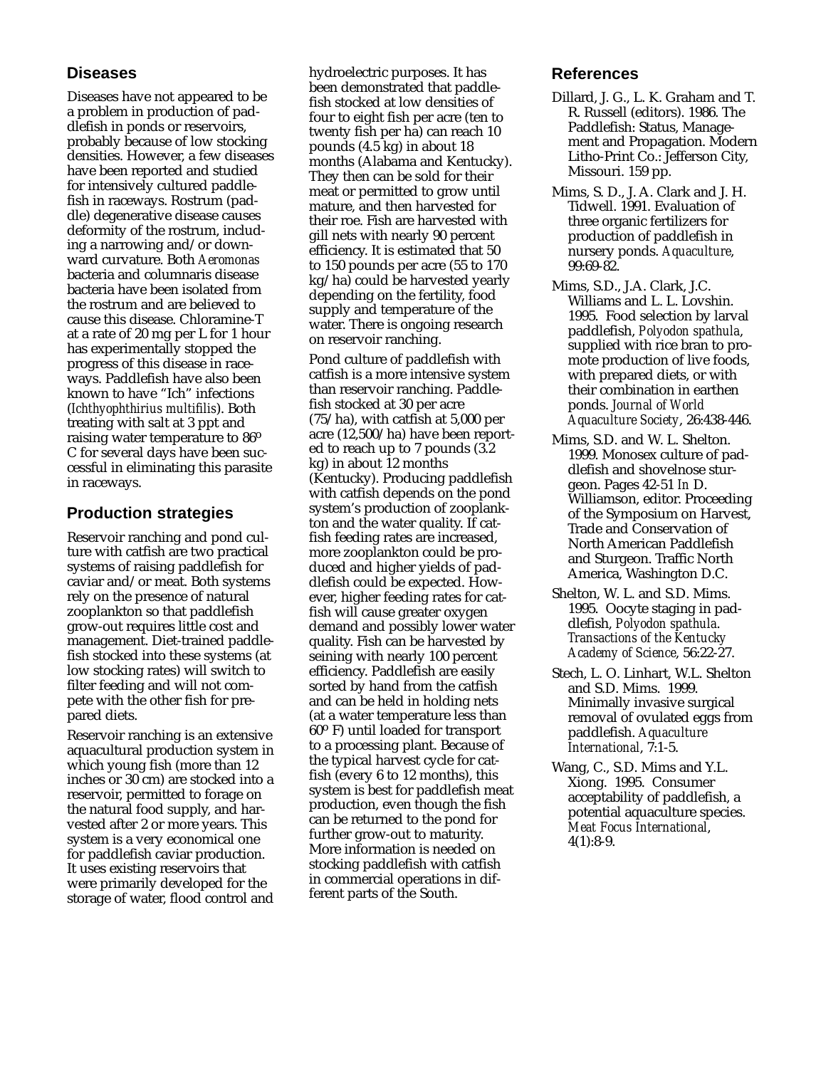## Diseases

Diseases have not appeared to be a problem in production of paddlefish in ponds or reservoirs, probably because of low stocking densities. However, a few diseases have been reported and studied for intensively cultured paddlefish in raceways. Rostrum (paddle) degenerative disease causes deformity of the rostrum, including a narrowing and/or downward curvature. Both *Aeromonas* bacteria and columnaris disease bacteria have been isolated from the rostrum and are believed to cause this disease. Chloramine-T at a rate of 20 mg per L for 1 hour has experimentally stopped the progress of this disease in raceways. Paddlefish have also been known to have "Ich" infections (*Ichthyophthirius multifilis*). Both treating with salt at 3 ppt and raising water temperature to 86º C for several days have been successful in eliminating this parasite in raceways.

## Production strategies

Reservoir ranching and pond culture with catfish are two practical systems of raising paddlefish for caviar and/or meat. Both systems rely on the presence of natural zooplankton so that paddlefish grow-out requires little cost and management. Diet-trained paddlefish stocked into these systems (at low stocking rates) will switch to filter feeding and will not compete with the other fish for prepared diets.

Reservoir ranching is an extensive aquacultural production system in which young fish (more than 12 inches or 30 cm) are stocked into a reservoir, permitted to forage on the natural food supply, and harvested after 2 or more years. This system is a very economical one for paddlefish caviar production. It uses existing reservoirs that were primarily developed for the storage of water, flood control and hydroelectric purposes. It has been demonstrated that paddlefish stocked at low densities of four to eight fish per acre (ten to twenty fish per ha) can reach 10 pounds (4.5 kg) in about 18 months (Alabama and Kentucky). They then can be sold for their meat or permitted to grow until mature, and then harvested for their roe. Fish are harvested with gill nets with nearly 90 percent efficiency. It is estimated that 50 to 150 pounds per acre (55 to 170 kg/ha) could be harvested yearly depending on the fertility, food supply and temperature of the water. There is ongoing research on reservoir ranching.

Pond culture of paddlefish with catfish is a more intensive system than reservoir ranching. Paddlefish stocked at 30 per acre (75/ha), with catfish at 5,000 per acre (12,500/ha) have been reported to reach up to 7 pounds (3.2 kg) in about 12 months (Kentucky). Producing paddlefish with catfish depends on the pond system's production of zooplankton and the water quality. If catfish feeding rates are increased, more zooplankton could be produced and higher yields of paddlefish could be expected. However, higher feeding rates for catfish will cause greater oxygen demand and possibly lower water quality. Fish can be harvested by seining with nearly 100 percent efficiency. Paddlefish are easily sorted by hand from the catfish and can be held in holding nets (at a water temperature less than 60º F) until loaded for transport to a processing plant. Because of the typical harvest cycle for catfish (every 6 to 12 months), this system is best for paddlefish meat production, even though the fish can be returned to the pond for further grow-out to maturity. More information is needed on stocking paddlefish with catfish in commercial operations in different parts of the South.

## References

Dillard, J. G., L. K. Graham and T. R. Russell (editors). 1986. The Paddlefish: Status, Management and Propagation. Modern Litho-Print Co.: Jefferson City, Missouri. 159 pp.

Mims, S. D., J. A. Clark and J. H. Tidwell. 1991. Evaluation of three organic fertilizers for production of paddlefish in nursery ponds. *Aquaculture*, 99:69-82.

Mims, S.D., J.A. Clark, J.C. Williams and L. L. Lovshin. 1995. Food selection by larval paddlefish, *Polyodon spathula*, supplied with rice bran to promote production of live foods, with prepared diets, or with their combination in earthen ponds. *Journal of World Aquaculture Society*, 26:438-446.

Mims, S.D. and W. L. Shelton. 1999. Monosex culture of paddlefish and shovelnose sturgeon. Pages 42-51 *In* D. Williamson, editor. Proceeding of the Symposium on Harvest, Trade and Conservation of North American Paddlefish and Sturgeon. Traffic North America, Washington D.C.

Shelton, W. L. and S.D. Mims. 1995. Oocyte staging in paddlefish, *Polyodon spathula*. *Transactions of the Kentucky Academy of Science*, 56:22-27.

Stech, L. O. Linhart, W.L. Shelton and S.D. Mims. 1999. Minimally invasive surgical removal of ovulated eggs from paddlefish. *Aquaculture International*, 7:1-5.

Wang, C., S.D. Mims and Y.L. Xiong. 1995. Consumer acceptability of paddlefish, a potential aquaculture species. *Meat Focus International*, 4(1):8-9.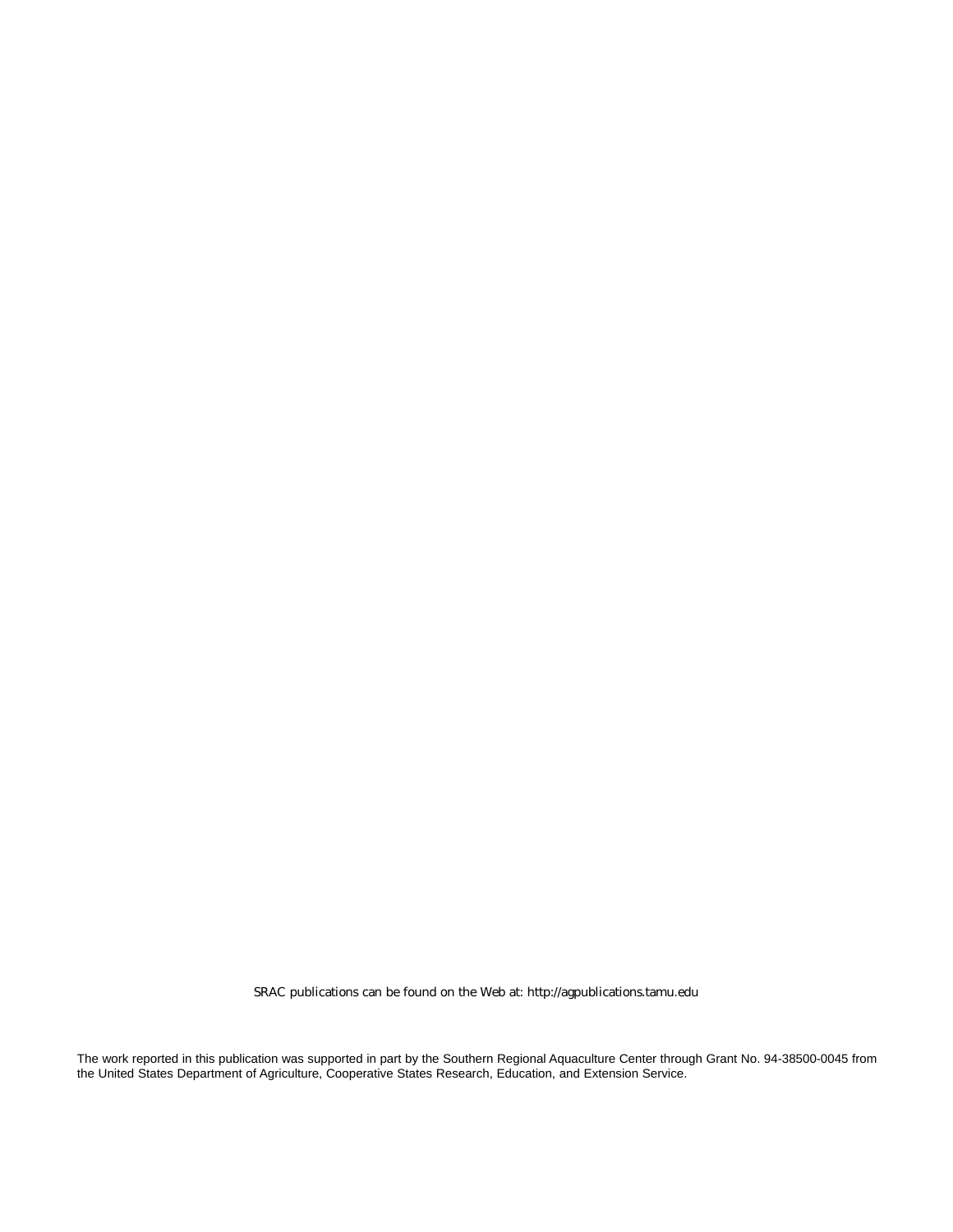SRAC publications can be found on the Web at: http://agpublications.tamu.edu

The work reported in this publication was supported in part by the Southern Regional Aquaculture Center through Grant No. 94-38500-0045 from the United States Department of Agriculture, Cooperative States Research, Education, and Extension Service.